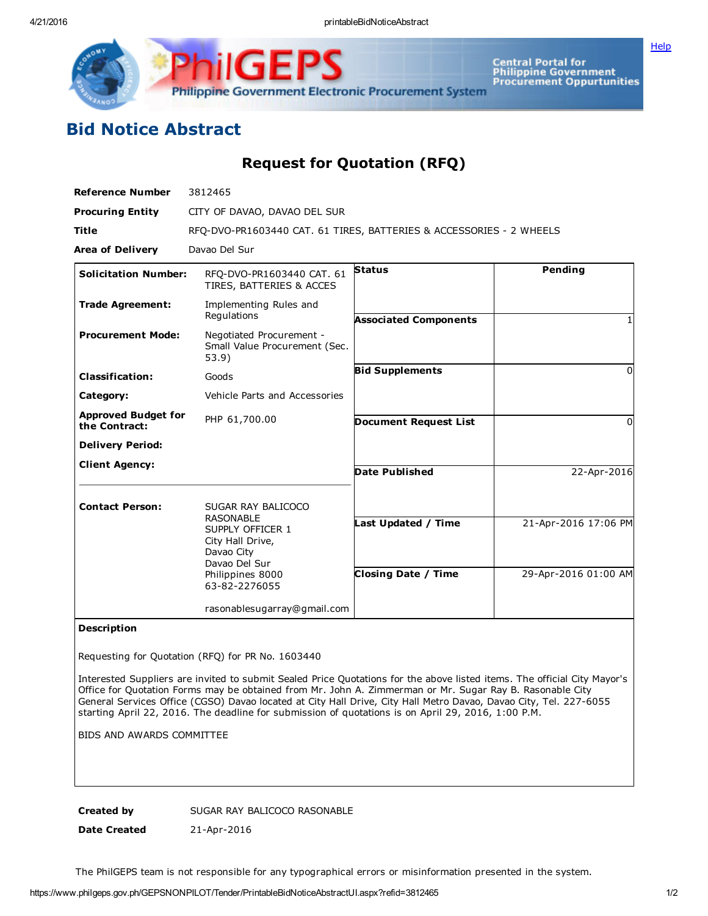# Bid Notice Abstract

## Request for Quotation (RFQ)

| | |
|---|---|
| **Reference Number** | 3812465 |
| **Procuring Entity** | CITY OF DAVAO, DAVAO DEL SUR |
| **Title** | RFQ-DVO-PR1603440 CAT. 61 TIRES, BATTERIES & ACCESSORIES - 2 WHEELS |
| **Area of Delivery** | Davao Del Sur |

| | | | |
|---|---|---|---|
| **Solicitation Number:** | RFQ-DVO-PR1603440 CAT. 61 TIRES, BATTERIES & ACCES | **Status** | Pending |
| **Trade Agreement:** | Implementing Rules and Regulations | **Associated Components** | 1 |
| **Procurement Mode:** | Negotiated Procurement - Small Value Procurement (Sec. 53.9) | **Bid Supplements** | 0 |
| **Classification:** | Goods | **Document Request List** | 0 |
| **Category:** | Vehicle Parts and Accessories | **Date Published** | 22-Apr-2016 |
| **Approved Budget for the Contract:** | PHP 61,700.00 | **Last Updated / Time** | 21-Apr-2016 17:06 PM |
| **Delivery Period:** | | **Closing Date / Time** | 29-Apr-2016 01:00 AM |
| **Client Agency:** | | | |
| **Contact Person:** | SUGAR RAY BALICOCO RASONABLE<br>SUPPLY OFFICER 1<br>City Hall Drive,<br>Davao City<br>Davao Del Sur<br>Philippines 8000<br>63-82-2276055<br><br>rasonablesugarray@gmail.com | | |

**Description**

Requesting for Quotation (RFQ) for PR No. 1603440

Interested Suppliers are invited to submit Sealed Price Quotations for the above listed items. The official City Mayor's Office for Quotation Forms may be obtained from Mr. John A. Zimmerman or Mr. Sugar Ray B. Rasonable City General Services Office (CGSO) Davao located at City Hall Drive, City Hall Metro Davao, Davao City, Tel. 227-6055 starting April 22, 2016. The deadline for submission of quotations is on April 29, 2016, 1:00 P.M.

BIDS AND AWARDS COMMITTEE

| | |
|---|---|
| **Created by** | SUGAR RAY BALICOCO RASONABLE |
| **Date Created** | 21-Apr-2016 |

The PhilGEPS team is not responsible for any typographical errors or misinformation presented in the system.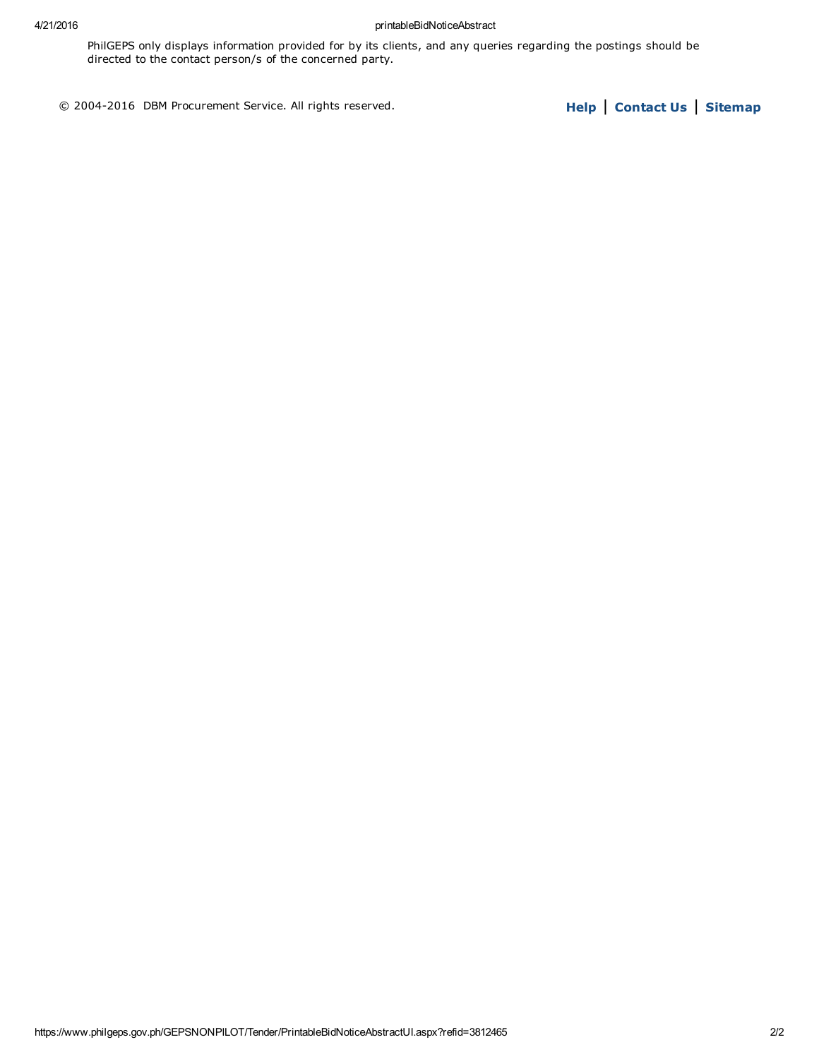PhilGEPS only displays information provided for by its clients, and any queries regarding the postings should be directed to the contact person/s of the concerned party.

© 2004-2016 DBM Procurement Service. All rights reserved.

**Help** | **Contact Us** | **Sitemap**